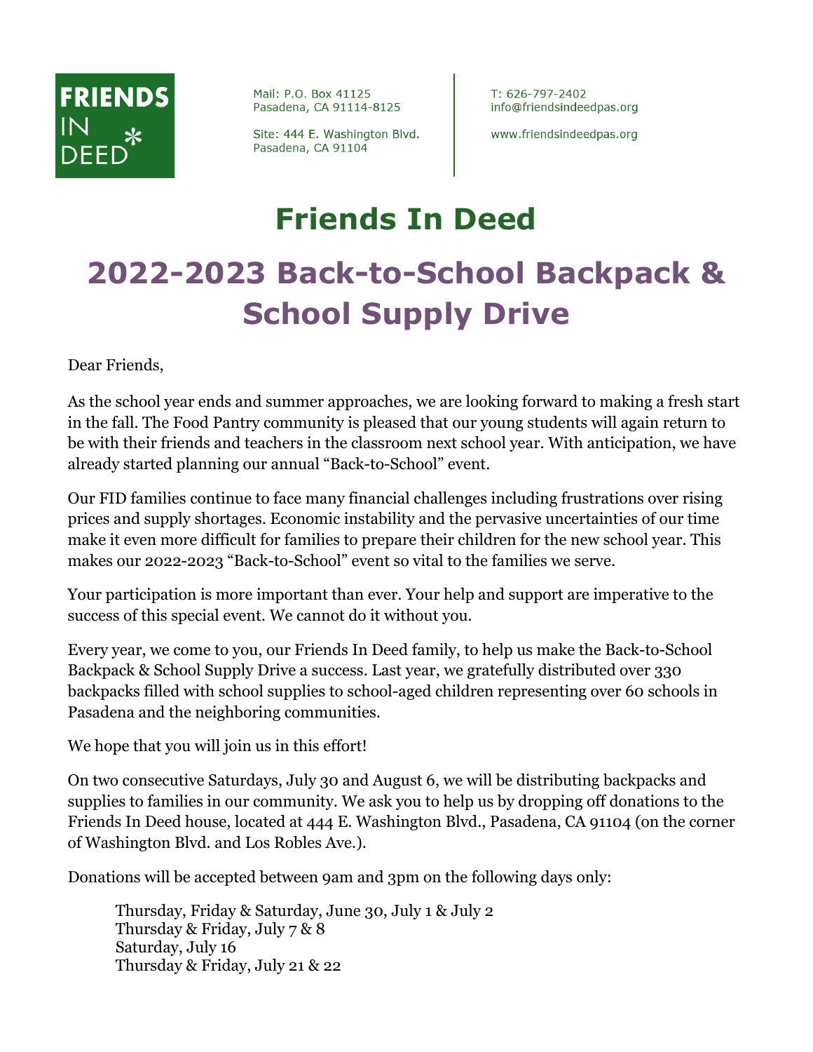FRIENDS IN DEED

Mail: P.O. Box 41125
Pasadena, CA 91114-8125

Site: 444 E. Washington Blvd.
Pasadena, CA 91104

T: 626-797-2402
info@friendsindeedpas.org

www.friendsindeedpas.org

# Friends In Deed

# 2022-2023 Back-to-School Backpack & School Supply Drive

Dear Friends,

As the school year ends and summer approaches, we are looking forward to making a fresh start in the fall. The Food Pantry community is pleased that our young students will again return to be with their friends and teachers in the classroom next school year. With anticipation, we have already started planning our annual "Back-to-School" event.

Our FID families continue to face many financial challenges including frustrations over rising prices and supply shortages. Economic instability and the pervasive uncertainties of our time make it even more difficult for families to prepare their children for the new school year. This makes our 2022-2023 "Back-to-School" event so vital to the families we serve.

Your participation is more important than ever. Your help and support are imperative to the success of this special event. We cannot do it without you.

Every year, we come to you, our Friends In Deed family, to help us make the Back-to-School Backpack & School Supply Drive a success. Last year, we gratefully distributed over 330 backpacks filled with school supplies to school-aged children representing over 60 schools in Pasadena and the neighboring communities.

We hope that you will join us in this effort!

On two consecutive Saturdays, July 30 and August 6, we will be distributing backpacks and supplies to families in our community. We ask you to help us by dropping off donations to the Friends In Deed house, located at 444 E. Washington Blvd., Pasadena, CA 91104 (on the corner of Washington Blvd. and Los Robles Ave.).

Donations will be accepted between 9am and 3pm on the following days only:

Thursday, Friday & Saturday, June 30, July 1 & July 2
Thursday & Friday, July 7 & 8
Saturday, July 16
Thursday & Friday, July 21 & 22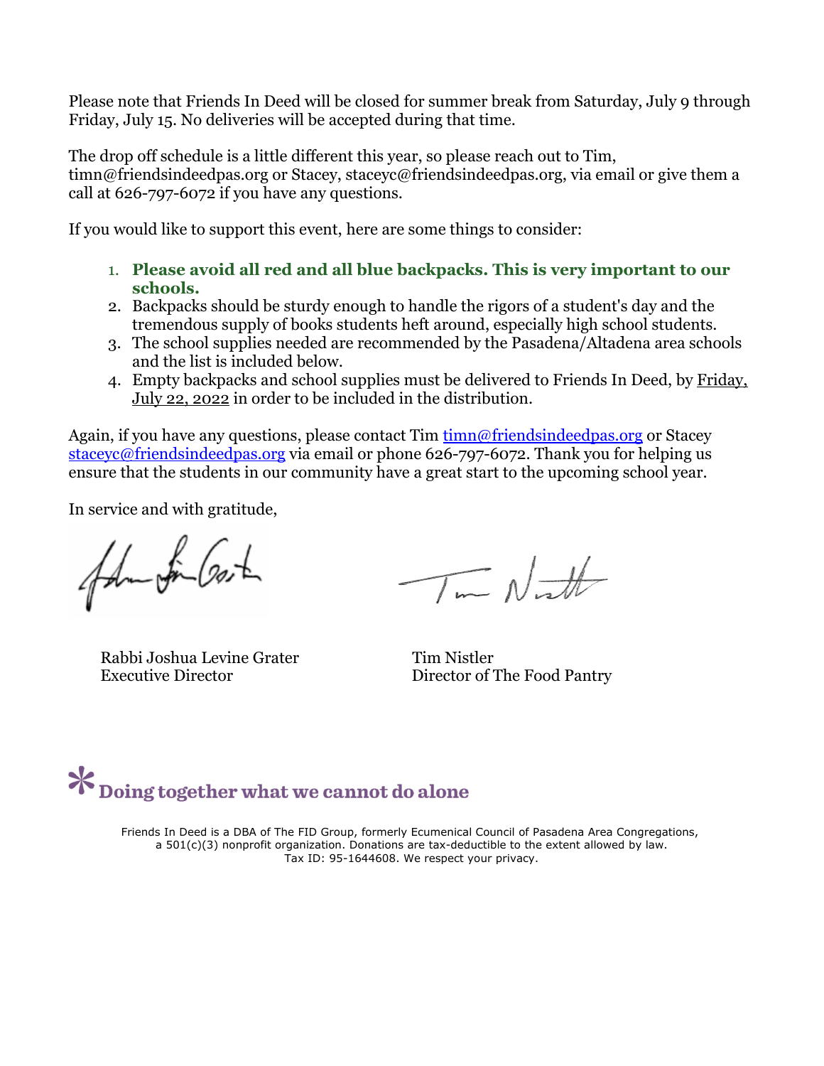Please note that Friends In Deed will be closed for summer break from Saturday, July 9 through Friday, July 15. No deliveries will be accepted during that time.

The drop off schedule is a little different this year, so please reach out to Tim, timn@friendsindeedpas.org or Stacey, staceyc@friendsindeedpas.org, via email or give them a call at 626-797-6072 if you have any questions.

If you would like to support this event, here are some things to consider:

1. **Please avoid all red and all blue backpacks. This is very important to our schools.**
2. Backpacks should be sturdy enough to handle the rigors of a student's day and the tremendous supply of books students heft around, especially high school students.
3. The school supplies needed are recommended by the Pasadena/Altadena area schools and the list is included below.
4. Empty backpacks and school supplies must be delivered to Friends In Deed, by Friday, July 22, 2022 in order to be included in the distribution.

Again, if you have any questions, please contact Tim timn@friendsindeedpas.org or Stacey staceyc@friendsindeedpas.org via email or phone 626-797-6072. Thank you for helping us ensure that the students in our community have a great start to the upcoming school year.

In service and with gratitude,

Rabbi Joshua Levine Grater
Executive Director

Tim Nistler
Director of The Food Pantry

**Doing together what we cannot do alone**

Friends In Deed is a DBA of The FID Group, formerly Ecumenical Council of Pasadena Area Congregations, a 501(c)(3) nonprofit organization. Donations are tax-deductible to the extent allowed by law. Tax ID: 95-1644608. We respect your privacy.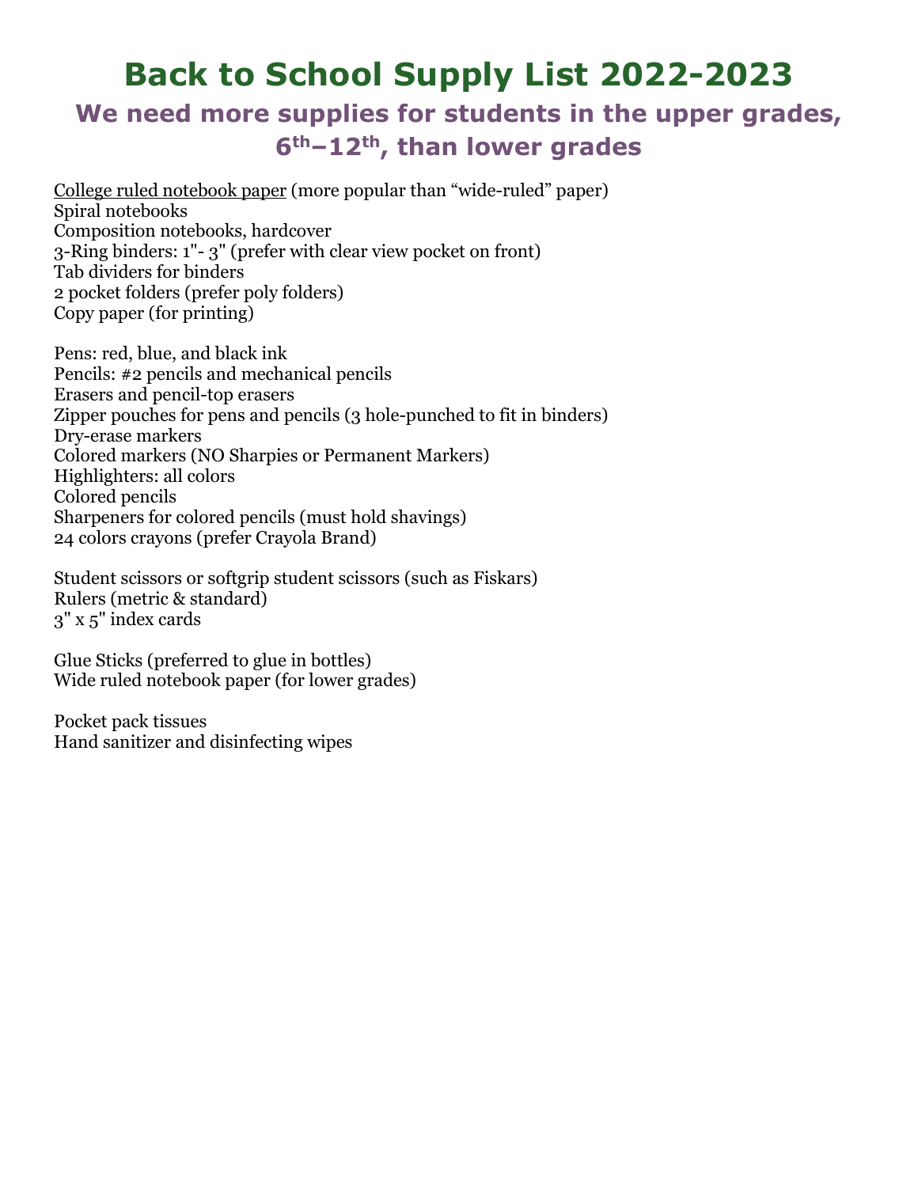# Back to School Supply List 2022-2023

## We need more supplies for students in the upper grades, 6th–12th, than lower grades

<u>College ruled notebook paper</u> (more popular than "wide-ruled" paper)
Spiral notebooks
Composition notebooks, hardcover
3-Ring binders: 1"- 3" (prefer with clear view pocket on front)
Tab dividers for binders
2 pocket folders (prefer poly folders)
Copy paper (for printing)

Pens: red, blue, and black ink
Pencils: #2 pencils and mechanical pencils
Erasers and pencil-top erasers
Zipper pouches for pens and pencils (3 hole-punched to fit in binders)
Dry-erase markers
Colored markers (NO Sharpies or Permanent Markers)
Highlighters: all colors
Colored pencils
Sharpeners for colored pencils (must hold shavings)
24 colors crayons (prefer Crayola Brand)

Student scissors or softgrip student scissors (such as Fiskars)
Rulers (metric & standard)
3" x 5" index cards

Glue Sticks (preferred to glue in bottles)
Wide ruled notebook paper (for lower grades)

Pocket pack tissues
Hand sanitizer and disinfecting wipes